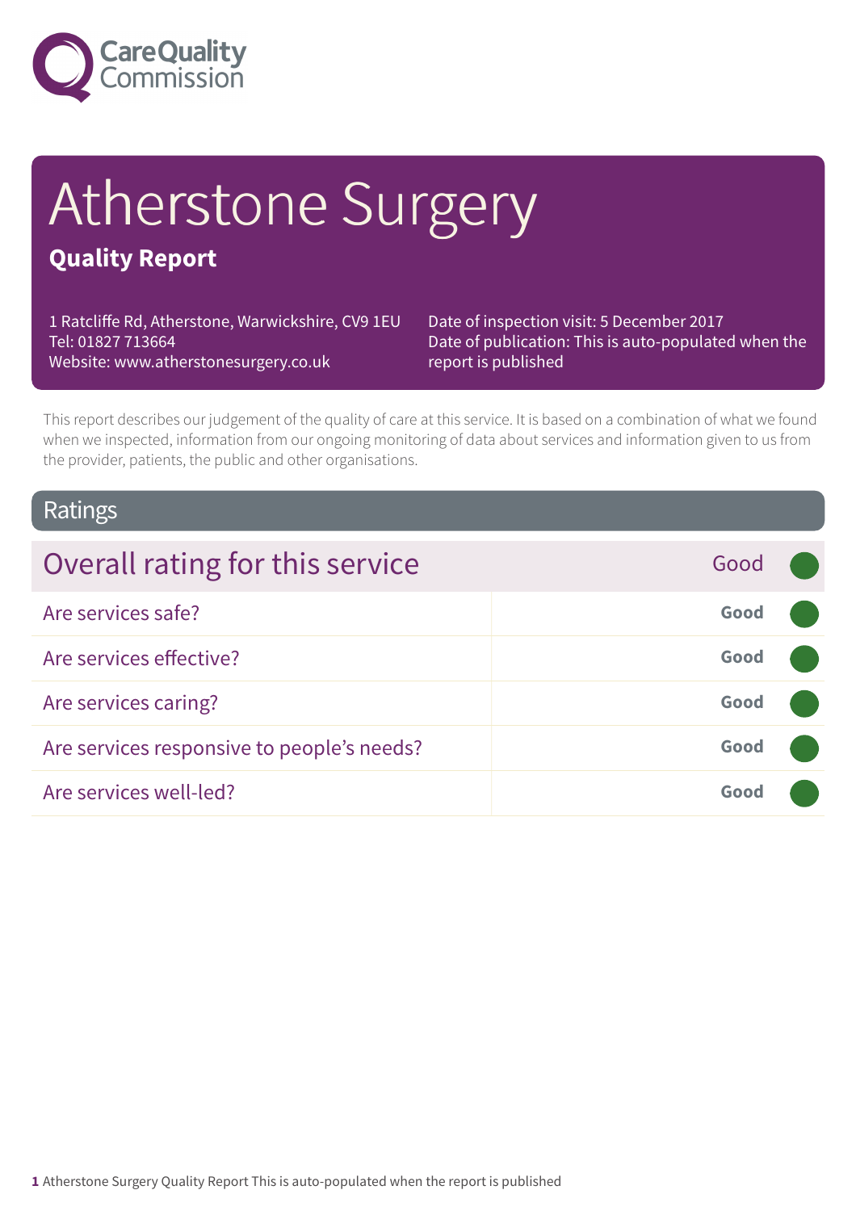Care Quality Commission

# Atherstone Surgery

## Quality Report

1 Ratcliffe Rd, Atherstone, Warwickshire, CV9 1EU
Tel: 01827 713664
Website: www.atherstonesurgery.co.uk

Date of inspection visit: 5 December 2017
Date of publication: This is auto-populated when the report is published

This report describes our judgement of the quality of care at this service. It is based on a combination of what we found when we inspected, information from our ongoing monitoring of data about services and information given to us from the provider, patients, the public and other organisations.

## Ratings

| Overall rating for this service | Good |
|---|---|
| Are services safe? | **Good** |
| Are services effective? | **Good** |
| Are services caring? | **Good** |
| Are services responsive to people's needs? | **Good** |
| Are services well-led? | **Good** |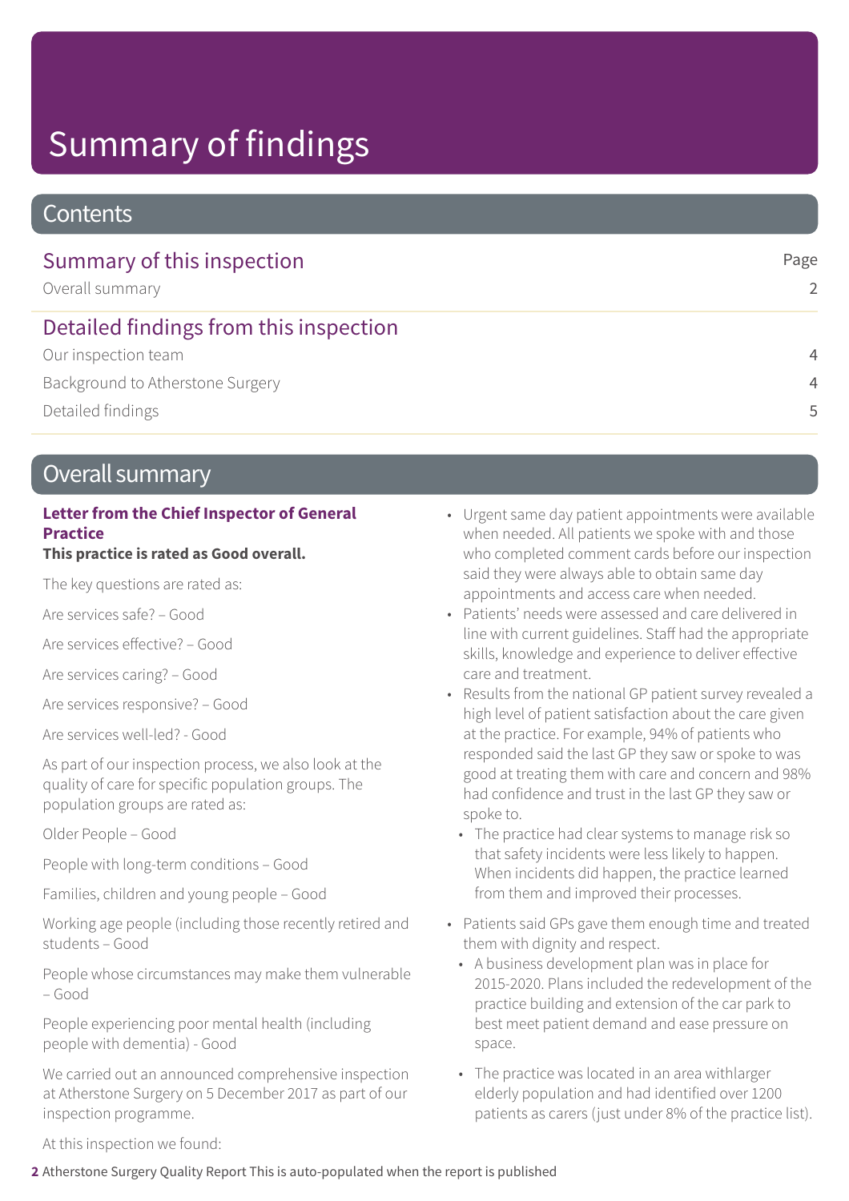# Summary of findings

## Contents

| Summary of this inspection | Page |
|---|---|
| Overall summary | 2 |
| **Detailed findings from this inspection** | |
| Our inspection team | 4 |
| Background to Atherstone Surgery | 4 |
| Detailed findings | 5 |

## Overall summary

**Letter from the Chief Inspector of General Practice**

**This practice is rated as Good overall.**

The key questions are rated as:

Are services safe? – Good

Are services effective? – Good

Are services caring? – Good

Are services responsive? – Good

Are services well-led? - Good

As part of our inspection process, we also look at the quality of care for specific population groups. The population groups are rated as:

Older People – Good

People with long-term conditions – Good

Families, children and young people – Good

Working age people (including those recently retired and students – Good

People whose circumstances may make them vulnerable – Good

People experiencing poor mental health (including people with dementia) - Good

We carried out an announced comprehensive inspection at Atherstone Surgery on 5 December 2017 as part of our inspection programme.

At this inspection we found:

- Urgent same day patient appointments were available when needed. All patients we spoke with and those who completed comment cards before our inspection said they were always able to obtain same day appointments and access care when needed.
- Patients' needs were assessed and care delivered in line with current guidelines. Staff had the appropriate skills, knowledge and experience to deliver effective care and treatment.
- Results from the national GP patient survey revealed a high level of patient satisfaction about the care given at the practice. For example, 94% of patients who responded said the last GP they saw or spoke to was good at treating them with care and concern and 98% had confidence and trust in the last GP they saw or spoke to.
- The practice had clear systems to manage risk so that safety incidents were less likely to happen. When incidents did happen, the practice learned from them and improved their processes.
- Patients said GPs gave them enough time and treated them with dignity and respect.
- A business development plan was in place for 2015-2020. Plans included the redevelopment of the practice building and extension of the car park to best meet patient demand and ease pressure on space.
- The practice was located in an area withlarger elderly population and had identified over 1200 patients as carers (just under 8% of the practice list).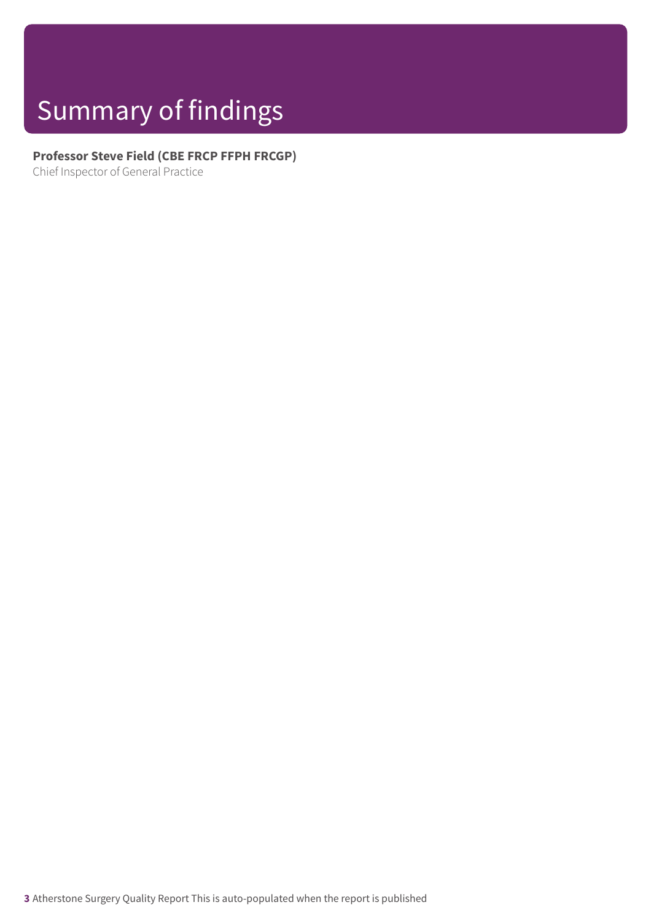# Summary of findings

**Professor Steve Field (CBE FRCP FFPH FRCGP)**
Chief Inspector of General Practice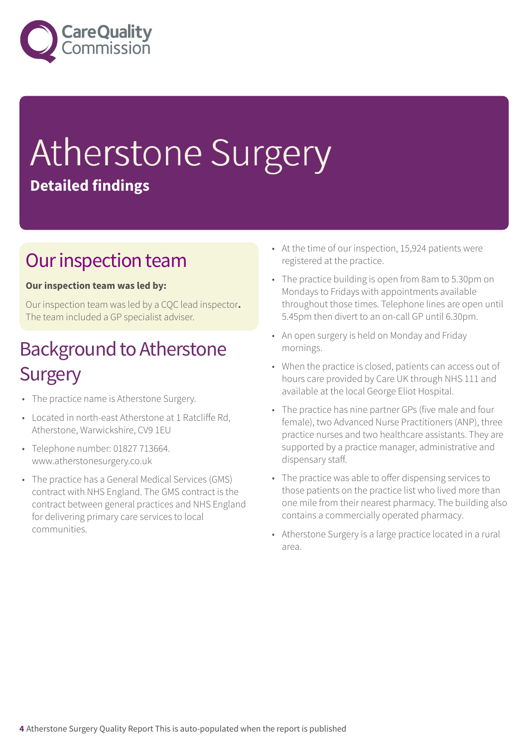# Atherstone Surgery

**Detailed findings**

## Our inspection team

**Our inspection team was led by:**

Our inspection team was led by a CQC lead inspector**.** The team included a GP specialist adviser.

## Background to Atherstone Surgery

- The practice name is Atherstone Surgery.
- Located in north-east Atherstone at 1 Ratcliffe Rd, Atherstone, Warwickshire, CV9 1EU
- Telephone number: 01827 713664. www.atherstonesurgery.co.uk
- The practice has a General Medical Services (GMS) contract with NHS England. The GMS contract is the contract between general practices and NHS England for delivering primary care services to local communities.
- At the time of our inspection, 15,924 patients were registered at the practice.
- The practice building is open from 8am to 5.30pm on Mondays to Fridays with appointments available throughout those times. Telephone lines are open until 5.45pm then divert to an on-call GP until 6.30pm.
- An open surgery is held on Monday and Friday mornings.
- When the practice is closed, patients can access out of hours care provided by Care UK through NHS 111 and available at the local George Eliot Hospital.
- The practice has nine partner GPs (five male and four female), two Advanced Nurse Practitioners (ANP), three practice nurses and two healthcare assistants. They are supported by a practice manager, administrative and dispensary staff.
- The practice was able to offer dispensing services to those patients on the practice list who lived more than one mile from their nearest pharmacy. The building also contains a commercially operated pharmacy.
- Atherstone Surgery is a large practice located in a rural area.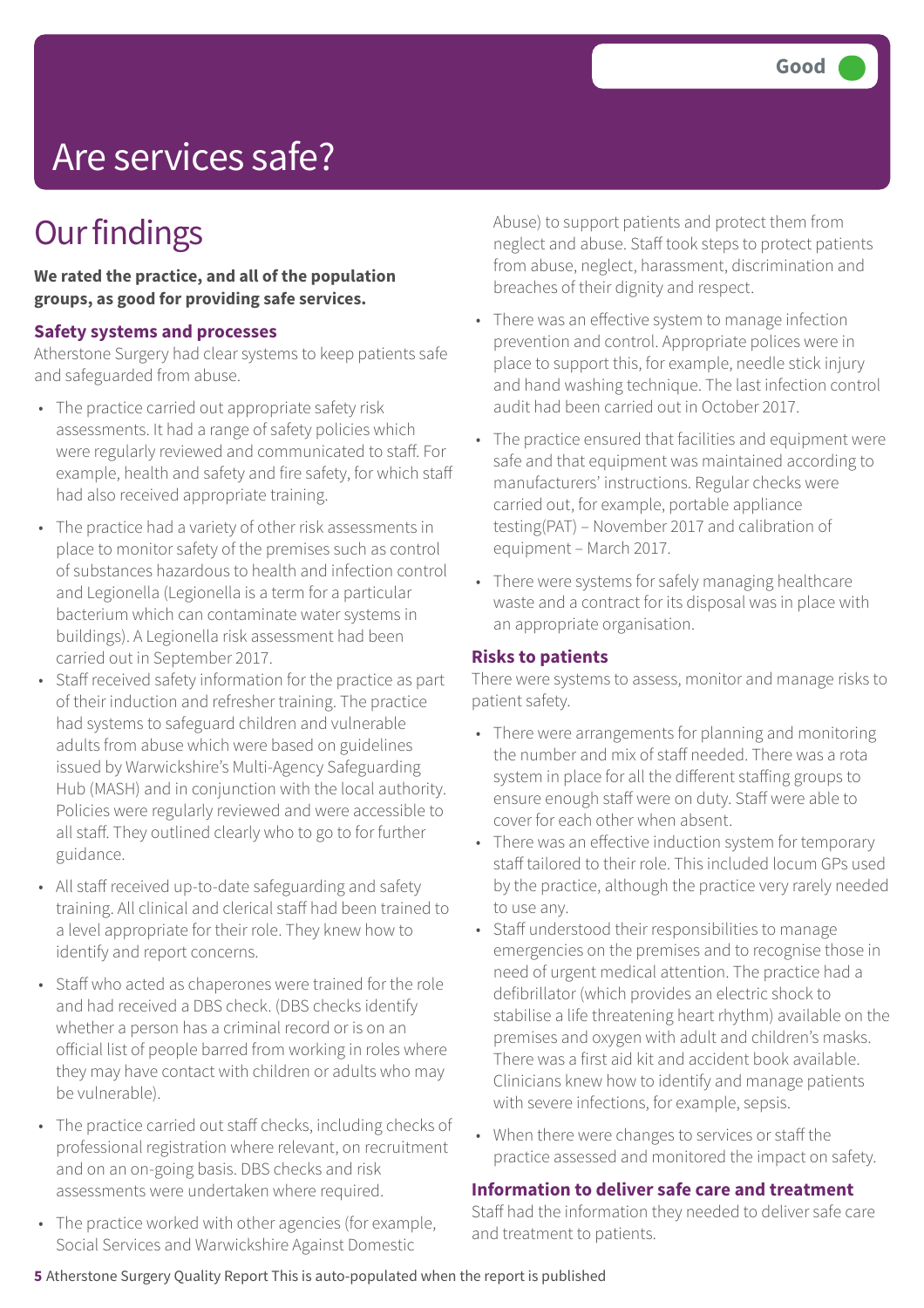# Are services safe?

Good

## Our findings

**We rated the practice, and all of the population groups, as good for providing safe services.**

### Safety systems and processes

Atherstone Surgery had clear systems to keep patients safe and safeguarded from abuse.

- The practice carried out appropriate safety risk assessments. It had a range of safety policies which were regularly reviewed and communicated to staff. For example, health and safety and fire safety, for which staff had also received appropriate training.
- The practice had a variety of other risk assessments in place to monitor safety of the premises such as control of substances hazardous to health and infection control and Legionella (Legionella is a term for a particular bacterium which can contaminate water systems in buildings). A Legionella risk assessment had been carried out in September 2017.
- Staff received safety information for the practice as part of their induction and refresher training. The practice had systems to safeguard children and vulnerable adults from abuse which were based on guidelines issued by Warwickshire's Multi-Agency Safeguarding Hub (MASH) and in conjunction with the local authority. Policies were regularly reviewed and were accessible to all staff. They outlined clearly who to go to for further guidance.
- All staff received up-to-date safeguarding and safety training. All clinical and clerical staff had been trained to a level appropriate for their role. They knew how to identify and report concerns.
- Staff who acted as chaperones were trained for the role and had received a DBS check. (DBS checks identify whether a person has a criminal record or is on an official list of people barred from working in roles where they may have contact with children or adults who may be vulnerable).
- The practice carried out staff checks, including checks of professional registration where relevant, on recruitment and on an on-going basis. DBS checks and risk assessments were undertaken where required.
- The practice worked with other agencies (for example, Social Services and Warwickshire Against Domestic Abuse) to support patients and protect them from neglect and abuse. Staff took steps to protect patients from abuse, neglect, harassment, discrimination and breaches of their dignity and respect.
- There was an effective system to manage infection prevention and control. Appropriate polices were in place to support this, for example, needle stick injury and hand washing technique. The last infection control audit had been carried out in October 2017.
- The practice ensured that facilities and equipment were safe and that equipment was maintained according to manufacturers' instructions. Regular checks were carried out, for example, portable appliance testing(PAT) – November 2017 and calibration of equipment – March 2017.
- There were systems for safely managing healthcare waste and a contract for its disposal was in place with an appropriate organisation.

### Risks to patients

There were systems to assess, monitor and manage risks to patient safety.

- There were arrangements for planning and monitoring the number and mix of staff needed. There was a rota system in place for all the different staffing groups to ensure enough staff were on duty. Staff were able to cover for each other when absent.
- There was an effective induction system for temporary staff tailored to their role. This included locum GPs used by the practice, although the practice very rarely needed to use any.
- Staff understood their responsibilities to manage emergencies on the premises and to recognise those in need of urgent medical attention. The practice had a defibrillator (which provides an electric shock to stabilise a life threatening heart rhythm) available on the premises and oxygen with adult and children's masks. There was a first aid kit and accident book available. Clinicians knew how to identify and manage patients with severe infections, for example, sepsis.
- When there were changes to services or staff the practice assessed and monitored the impact on safety.

### Information to deliver safe care and treatment

Staff had the information they needed to deliver safe care and treatment to patients.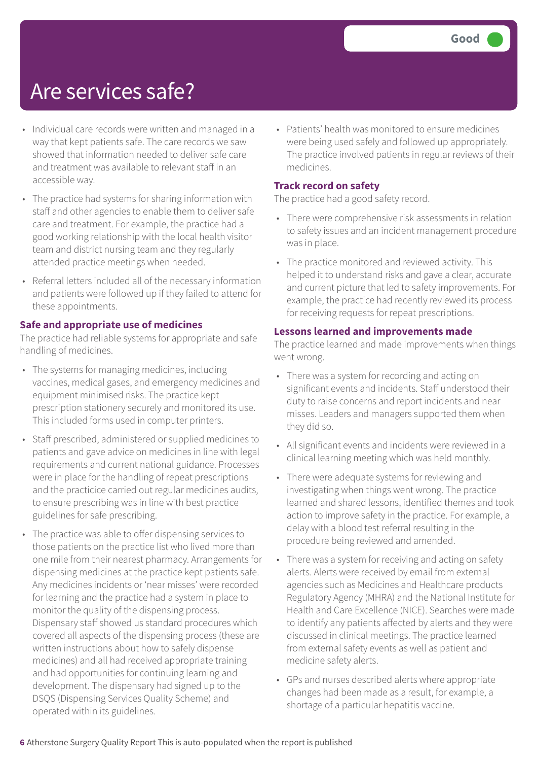# Are services safe?

Good

- Individual care records were written and managed in a way that kept patients safe. The care records we saw showed that information needed to deliver safe care and treatment was available to relevant staff in an accessible way.
- The practice had systems for sharing information with staff and other agencies to enable them to deliver safe care and treatment. For example, the practice had a good working relationship with the local health visitor team and district nursing team and they regularly attended practice meetings when needed.
- Referral letters included all of the necessary information and patients were followed up if they failed to attend for these appointments.

### Safe and appropriate use of medicines

The practice had reliable systems for appropriate and safe handling of medicines.

- The systems for managing medicines, including vaccines, medical gases, and emergency medicines and equipment minimised risks. The practice kept prescription stationery securely and monitored its use. This included forms used in computer printers.
- Staff prescribed, administered or supplied medicines to patients and gave advice on medicines in line with legal requirements and current national guidance. Processes were in place for the handling of repeat prescriptions and the practicice carried out regular medicines audits, to ensure prescribing was in line with best practice guidelines for safe prescribing.
- The practice was able to offer dispensing services to those patients on the practice list who lived more than one mile from their nearest pharmacy. Arrangements for dispensing medicines at the practice kept patients safe. Any medicines incidents or 'near misses' were recorded for learning and the practice had a system in place to monitor the quality of the dispensing process. Dispensary staff showed us standard procedures which covered all aspects of the dispensing process (these are written instructions about how to safely dispense medicines) and all had received appropriate training and had opportunities for continuing learning and development. The dispensary had signed up to the DSQS (Dispensing Services Quality Scheme) and operated within its guidelines.
- Patients' health was monitored to ensure medicines were being used safely and followed up appropriately. The practice involved patients in regular reviews of their medicines.

### Track record on safety

The practice had a good safety record.

- There were comprehensive risk assessments in relation to safety issues and an incident management procedure was in place.
- The practice monitored and reviewed activity. This helped it to understand risks and gave a clear, accurate and current picture that led to safety improvements. For example, the practice had recently reviewed its process for receiving requests for repeat prescriptions.

### Lessons learned and improvements made

The practice learned and made improvements when things went wrong.

- There was a system for recording and acting on significant events and incidents. Staff understood their duty to raise concerns and report incidents and near misses. Leaders and managers supported them when they did so.
- All significant events and incidents were reviewed in a clinical learning meeting which was held monthly.
- There were adequate systems for reviewing and investigating when things went wrong. The practice learned and shared lessons, identified themes and took action to improve safety in the practice. For example, a delay with a blood test referral resulting in the procedure being reviewed and amended.
- There was a system for receiving and acting on safety alerts. Alerts were received by email from external agencies such as Medicines and Healthcare products Regulatory Agency (MHRA) and the National Institute for Health and Care Excellence (NICE). Searches were made to identify any patients affected by alerts and they were discussed in clinical meetings. The practice learned from external safety events as well as patient and medicine safety alerts.
- GPs and nurses described alerts where appropriate changes had been made as a result, for example, a shortage of a particular hepatitis vaccine.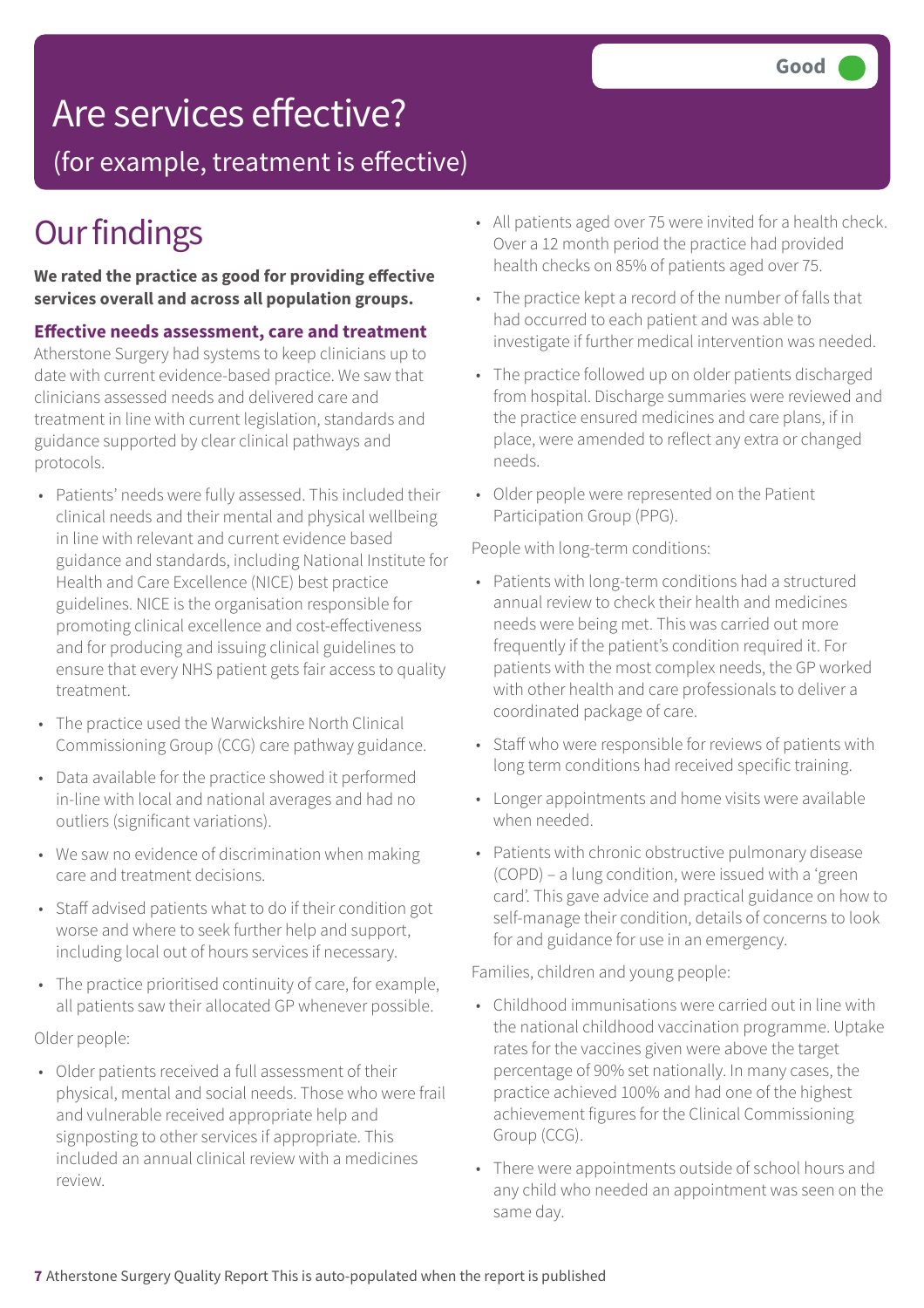# Are services effective?

(for example, treatment is effective)

Good

## Our findings

**We rated the practice as good for providing effective services overall and across all population groups.**

### Effective needs assessment, care and treatment

Atherstone Surgery had systems to keep clinicians up to date with current evidence-based practice. We saw that clinicians assessed needs and delivered care and treatment in line with current legislation, standards and guidance supported by clear clinical pathways and protocols.

- Patients' needs were fully assessed. This included their clinical needs and their mental and physical wellbeing in line with relevant and current evidence based guidance and standards, including National Institute for Health and Care Excellence (NICE) best practice guidelines. NICE is the organisation responsible for promoting clinical excellence and cost-effectiveness and for producing and issuing clinical guidelines to ensure that every NHS patient gets fair access to quality treatment.
- The practice used the Warwickshire North Clinical Commissioning Group (CCG) care pathway guidance.
- Data available for the practice showed it performed in-line with local and national averages and had no outliers (significant variations).
- We saw no evidence of discrimination when making care and treatment decisions.
- Staff advised patients what to do if their condition got worse and where to seek further help and support, including local out of hours services if necessary.
- The practice prioritised continuity of care, for example, all patients saw their allocated GP whenever possible.

Older people:

- Older patients received a full assessment of their physical, mental and social needs. Those who were frail and vulnerable received appropriate help and signposting to other services if appropriate. This included an annual clinical review with a medicines review.
- All patients aged over 75 were invited for a health check. Over a 12 month period the practice had provided health checks on 85% of patients aged over 75.
- The practice kept a record of the number of falls that had occurred to each patient and was able to investigate if further medical intervention was needed.
- The practice followed up on older patients discharged from hospital. Discharge summaries were reviewed and the practice ensured medicines and care plans, if in place, were amended to reflect any extra or changed needs.
- Older people were represented on the Patient Participation Group (PPG).

People with long-term conditions:

- Patients with long-term conditions had a structured annual review to check their health and medicines needs were being met. This was carried out more frequently if the patient's condition required it. For patients with the most complex needs, the GP worked with other health and care professionals to deliver a coordinated package of care.
- Staff who were responsible for reviews of patients with long term conditions had received specific training.
- Longer appointments and home visits were available when needed.
- Patients with chronic obstructive pulmonary disease (COPD) – a lung condition, were issued with a 'green card'. This gave advice and practical guidance on how to self-manage their condition, details of concerns to look for and guidance for use in an emergency.

Families, children and young people:

- Childhood immunisations were carried out in line with the national childhood vaccination programme. Uptake rates for the vaccines given were above the target percentage of 90% set nationally. In many cases, the practice achieved 100% and had one of the highest achievement figures for the Clinical Commissioning Group (CCG).
- There were appointments outside of school hours and any child who needed an appointment was seen on the same day.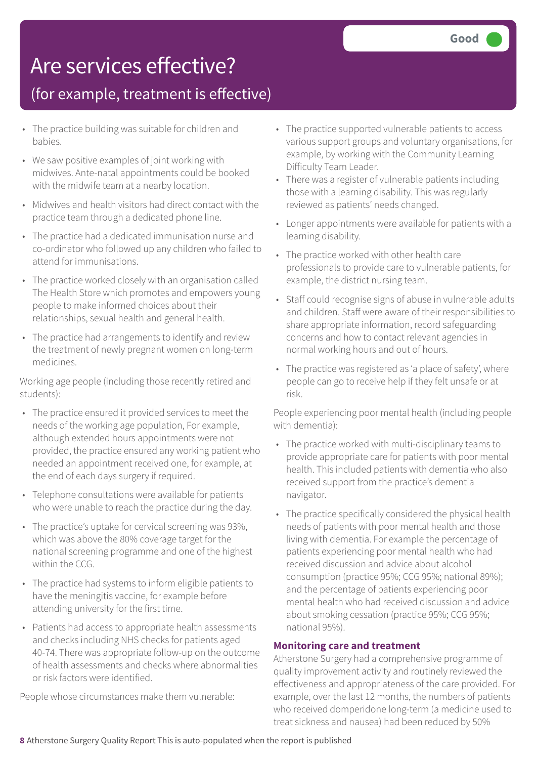# Are services effective?

## (for example, treatment is effective)

Good

- The practice building was suitable for children and babies.
- We saw positive examples of joint working with midwives. Ante-natal appointments could be booked with the midwife team at a nearby location.
- Midwives and health visitors had direct contact with the practice team through a dedicated phone line.
- The practice had a dedicated immunisation nurse and co-ordinator who followed up any children who failed to attend for immunisations.
- The practice worked closely with an organisation called The Health Store which promotes and empowers young people to make informed choices about their relationships, sexual health and general health.
- The practice had arrangements to identify and review the treatment of newly pregnant women on long-term medicines.

Working age people (including those recently retired and students):

- The practice ensured it provided services to meet the needs of the working age population, For example, although extended hours appointments were not provided, the practice ensured any working patient who needed an appointment received one, for example, at the end of each days surgery if required.
- Telephone consultations were available for patients who were unable to reach the practice during the day.
- The practice's uptake for cervical screening was 93%, which was above the 80% coverage target for the national screening programme and one of the highest within the CCG.
- The practice had systems to inform eligible patients to have the meningitis vaccine, for example before attending university for the first time.
- Patients had access to appropriate health assessments and checks including NHS checks for patients aged 40-74. There was appropriate follow-up on the outcome of health assessments and checks where abnormalities or risk factors were identified.

People whose circumstances make them vulnerable:

- The practice supported vulnerable patients to access various support groups and voluntary organisations, for example, by working with the Community Learning Difficulty Team Leader.
- There was a register of vulnerable patients including those with a learning disability. This was regularly reviewed as patients' needs changed.
- Longer appointments were available for patients with a learning disability.
- The practice worked with other health care professionals to provide care to vulnerable patients, for example, the district nursing team.
- Staff could recognise signs of abuse in vulnerable adults and children. Staff were aware of their responsibilities to share appropriate information, record safeguarding concerns and how to contact relevant agencies in normal working hours and out of hours.
- The practice was registered as 'a place of safety', where people can go to receive help if they felt unsafe or at risk.

People experiencing poor mental health (including people with dementia):

- The practice worked with multi-disciplinary teams to provide appropriate care for patients with poor mental health. This included patients with dementia who also received support from the practice's dementia navigator.
- The practice specifically considered the physical health needs of patients with poor mental health and those living with dementia. For example the percentage of patients experiencing poor mental health who had received discussion and advice about alcohol consumption (practice 95%; CCG 95%; national 89%); and the percentage of patients experiencing poor mental health who had received discussion and advice about smoking cessation (practice 95%; CCG 95%; national 95%).

### Monitoring care and treatment

Atherstone Surgery had a comprehensive programme of quality improvement activity and routinely reviewed the effectiveness and appropriateness of the care provided. For example, over the last 12 months, the numbers of patients who received domperidone long-term (a medicine used to treat sickness and nausea) had been reduced by 50%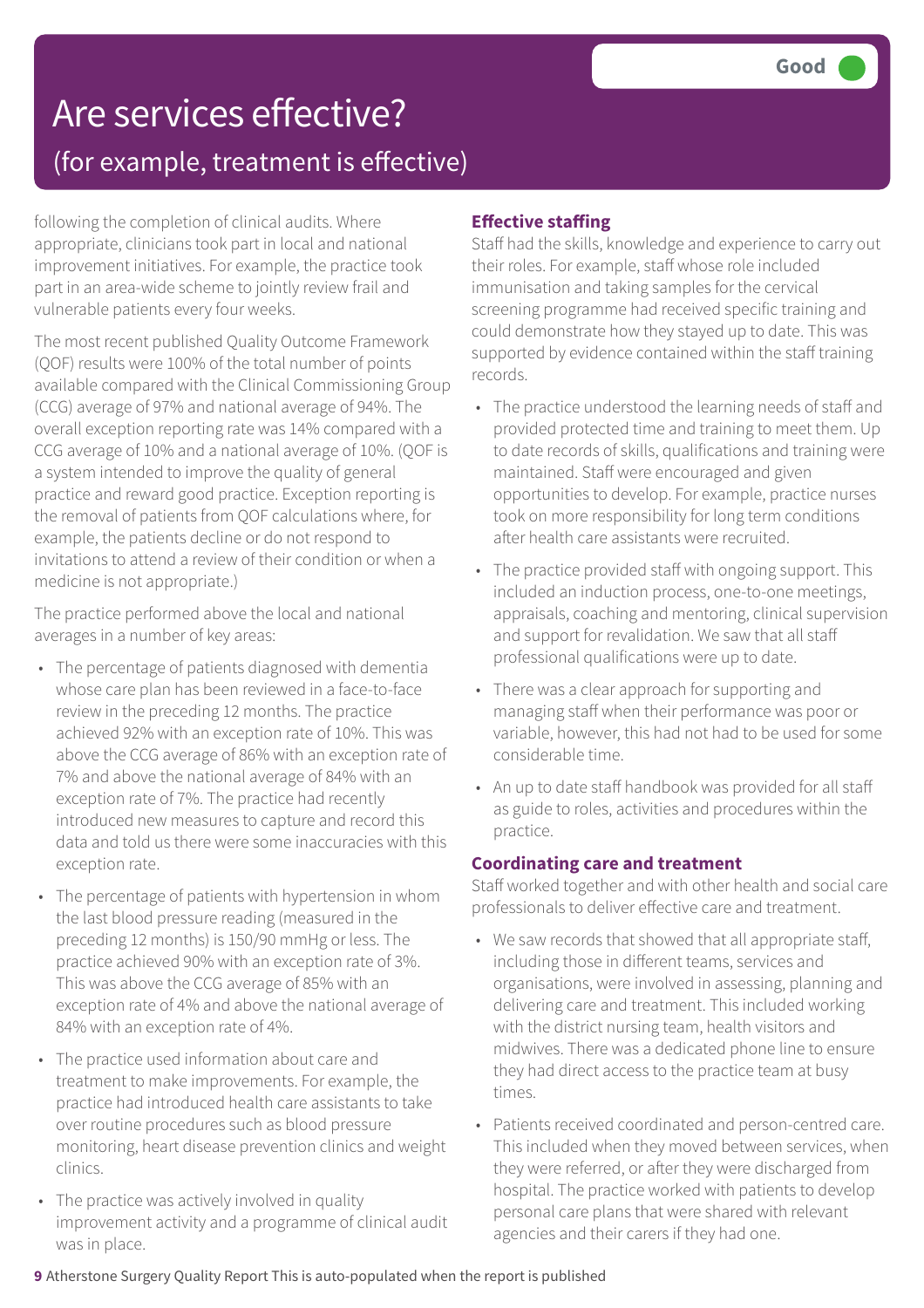# Are services effective?

## (for example, treatment is effective)

**Good**

following the completion of clinical audits. Where appropriate, clinicians took part in local and national improvement initiatives. For example, the practice took part in an area-wide scheme to jointly review frail and vulnerable patients every four weeks.

The most recent published Quality Outcome Framework (QOF) results were 100% of the total number of points available compared with the Clinical Commissioning Group (CCG) average of 97% and national average of 94%. The overall exception reporting rate was 14% compared with a CCG average of 10% and a national average of 10%. (QOF is a system intended to improve the quality of general practice and reward good practice. Exception reporting is the removal of patients from QOF calculations where, for example, the patients decline or do not respond to invitations to attend a review of their condition or when a medicine is not appropriate.)

The practice performed above the local and national averages in a number of key areas:

- The percentage of patients diagnosed with dementia whose care plan has been reviewed in a face-to-face review in the preceding 12 months. The practice achieved 92% with an exception rate of 10%. This was above the CCG average of 86% with an exception rate of 7% and above the national average of 84% with an exception rate of 7%. The practice had recently introduced new measures to capture and record this data and told us there were some inaccuracies with this exception rate.
- The percentage of patients with hypertension in whom the last blood pressure reading (measured in the preceding 12 months) is 150/90 mmHg or less. The practice achieved 90% with an exception rate of 3%. This was above the CCG average of 85% with an exception rate of 4% and above the national average of 84% with an exception rate of 4%.
- The practice used information about care and treatment to make improvements. For example, the practice had introduced health care assistants to take over routine procedures such as blood pressure monitoring, heart disease prevention clinics and weight clinics.
- The practice was actively involved in quality improvement activity and a programme of clinical audit was in place.

### Effective staffing

Staff had the skills, knowledge and experience to carry out their roles. For example, staff whose role included immunisation and taking samples for the cervical screening programme had received specific training and could demonstrate how they stayed up to date. This was supported by evidence contained within the staff training records.

- The practice understood the learning needs of staff and provided protected time and training to meet them. Up to date records of skills, qualifications and training were maintained. Staff were encouraged and given opportunities to develop. For example, practice nurses took on more responsibility for long term conditions after health care assistants were recruited.
- The practice provided staff with ongoing support. This included an induction process, one-to-one meetings, appraisals, coaching and mentoring, clinical supervision and support for revalidation. We saw that all staff professional qualifications were up to date.
- There was a clear approach for supporting and managing staff when their performance was poor or variable, however, this had not had to be used for some considerable time.
- An up to date staff handbook was provided for all staff as guide to roles, activities and procedures within the practice.

### Coordinating care and treatment

Staff worked together and with other health and social care professionals to deliver effective care and treatment.

- We saw records that showed that all appropriate staff, including those in different teams, services and organisations, were involved in assessing, planning and delivering care and treatment. This included working with the district nursing team, health visitors and midwives. There was a dedicated phone line to ensure they had direct access to the practice team at busy times.
- Patients received coordinated and person-centred care. This included when they moved between services, when they were referred, or after they were discharged from hospital. The practice worked with patients to develop personal care plans that were shared with relevant agencies and their carers if they had one.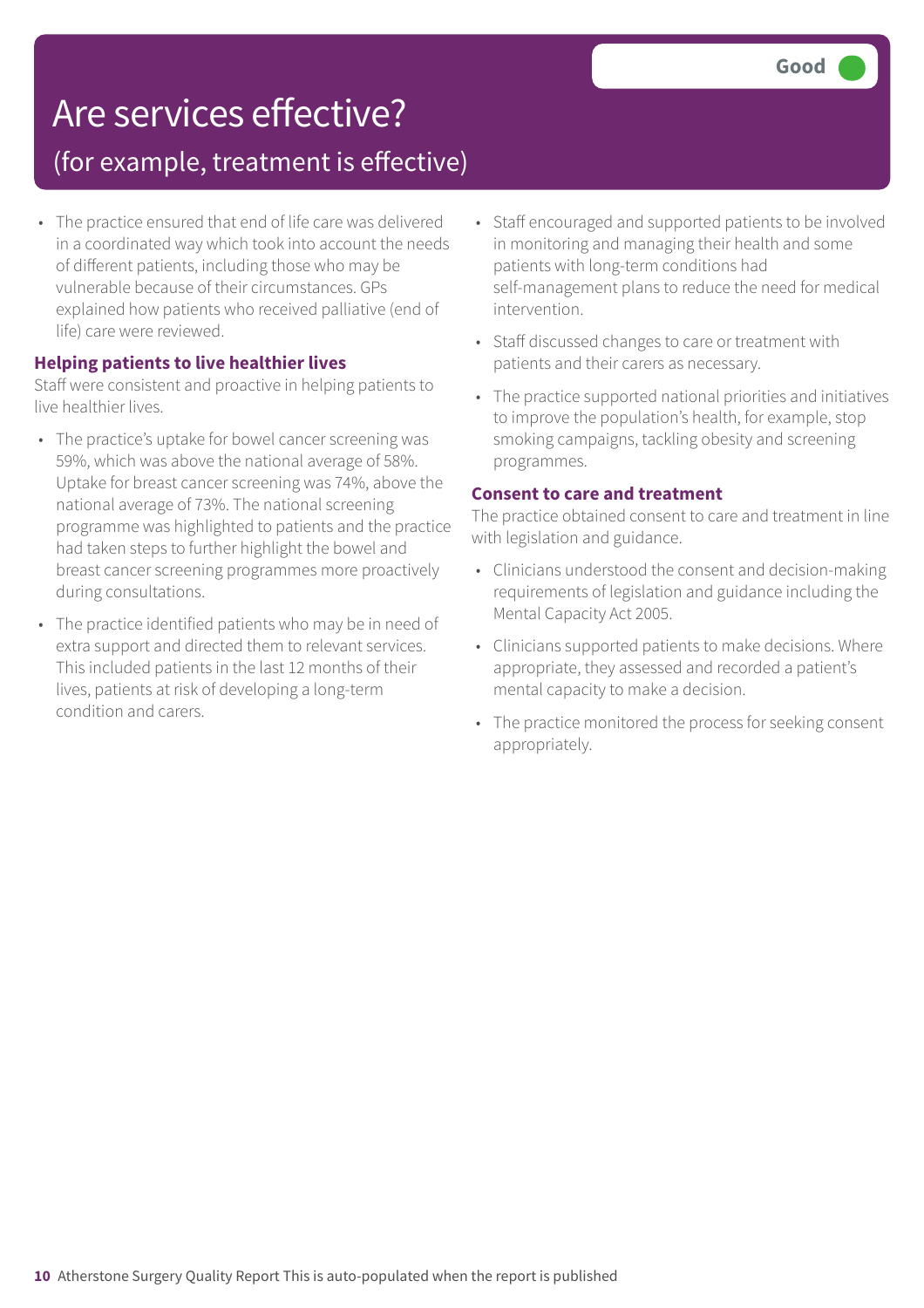# Are services effective?

## (for example, treatment is effective)

Good

- The practice ensured that end of life care was delivered in a coordinated way which took into account the needs of different patients, including those who may be vulnerable because of their circumstances. GPs explained how patients who received palliative (end of life) care were reviewed.

### Helping patients to live healthier lives

Staff were consistent and proactive in helping patients to live healthier lives.

- The practice's uptake for bowel cancer screening was 59%, which was above the national average of 58%. Uptake for breast cancer screening was 74%, above the national average of 73%. The national screening programme was highlighted to patients and the practice had taken steps to further highlight the bowel and breast cancer screening programmes more proactively during consultations.
- The practice identified patients who may be in need of extra support and directed them to relevant services. This included patients in the last 12 months of their lives, patients at risk of developing a long-term condition and carers.
- Staff encouraged and supported patients to be involved in monitoring and managing their health and some patients with long-term conditions had self-management plans to reduce the need for medical intervention.
- Staff discussed changes to care or treatment with patients and their carers as necessary.
- The practice supported national priorities and initiatives to improve the population's health, for example, stop smoking campaigns, tackling obesity and screening programmes.

### Consent to care and treatment

The practice obtained consent to care and treatment in line with legislation and guidance.

- Clinicians understood the consent and decision-making requirements of legislation and guidance including the Mental Capacity Act 2005.
- Clinicians supported patients to make decisions. Where appropriate, they assessed and recorded a patient's mental capacity to make a decision.
- The practice monitored the process for seeking consent appropriately.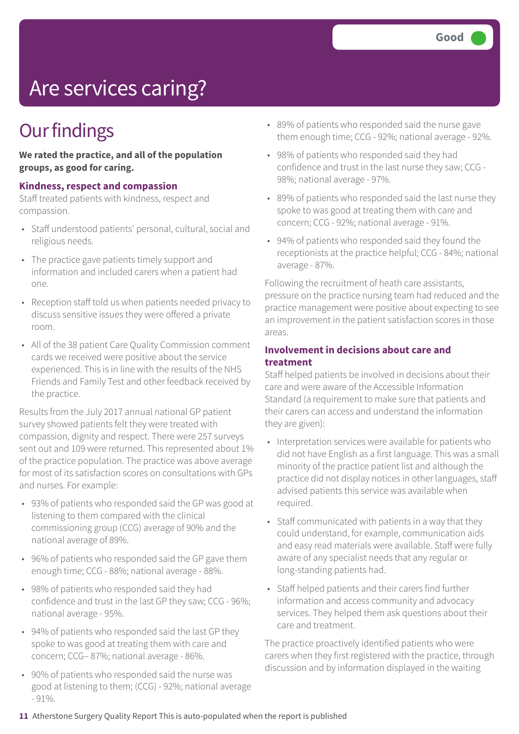# Are services caring?

**Good**

## Our findings

**We rated the practice, and all of the population groups, as good for caring.**

### Kindness, respect and compassion

Staff treated patients with kindness, respect and compassion.

- Staff understood patients' personal, cultural, social and religious needs.
- The practice gave patients timely support and information and included carers when a patient had one.
- Reception staff told us when patients needed privacy to discuss sensitive issues they were offered a private room.
- All of the 38 patient Care Quality Commission comment cards we received were positive about the service experienced. This is in line with the results of the NHS Friends and Family Test and other feedback received by the practice.

Results from the July 2017 annual national GP patient survey showed patients felt they were treated with compassion, dignity and respect. There were 257 surveys sent out and 109 were returned. This represented about 1% of the practice population. The practice was above average for most of its satisfaction scores on consultations with GPs and nurses. For example:

- 93% of patients who responded said the GP was good at listening to them compared with the clinical commissioning group (CCG) average of 90% and the national average of 89%.
- 96% of patients who responded said the GP gave them enough time; CCG - 88%; national average - 88%.
- 98% of patients who responded said they had confidence and trust in the last GP they saw; CCG - 96%; national average - 95%.
- 94% of patients who responded said the last GP they spoke to was good at treating them with care and concern; CCG– 87%; national average - 86%.
- 90% of patients who responded said the nurse was good at listening to them; (CCG) - 92%; national average - 91%.
- 89% of patients who responded said the nurse gave them enough time; CCG - 92%; national average - 92%.
- 98% of patients who responded said they had confidence and trust in the last nurse they saw; CCG - 98%; national average - 97%.
- 89% of patients who responded said the last nurse they spoke to was good at treating them with care and concern; CCG - 92%; national average - 91%.
- 94% of patients who responded said they found the receptionists at the practice helpful; CCG - 84%; national average - 87%.

Following the recruitment of heath care assistants, pressure on the practice nursing team had reduced and the practice management were positive about expecting to see an improvement in the patient satisfaction scores in those areas.

### Involvement in decisions about care and treatment

Staff helped patients be involved in decisions about their care and were aware of the Accessible Information Standard (a requirement to make sure that patients and their carers can access and understand the information they are given):

- Interpretation services were available for patients who did not have English as a first language. This was a small minority of the practice patient list and although the practice did not display notices in other languages, staff advised patients this service was available when required.
- Staff communicated with patients in a way that they could understand, for example, communication aids and easy read materials were available. Staff were fully aware of any specialist needs that any regular or long-standing patients had.
- Staff helped patients and their carers find further information and access community and advocacy services. They helped them ask questions about their care and treatment.

The practice proactively identified patients who were carers when they first registered with the practice, through discussion and by information displayed in the waiting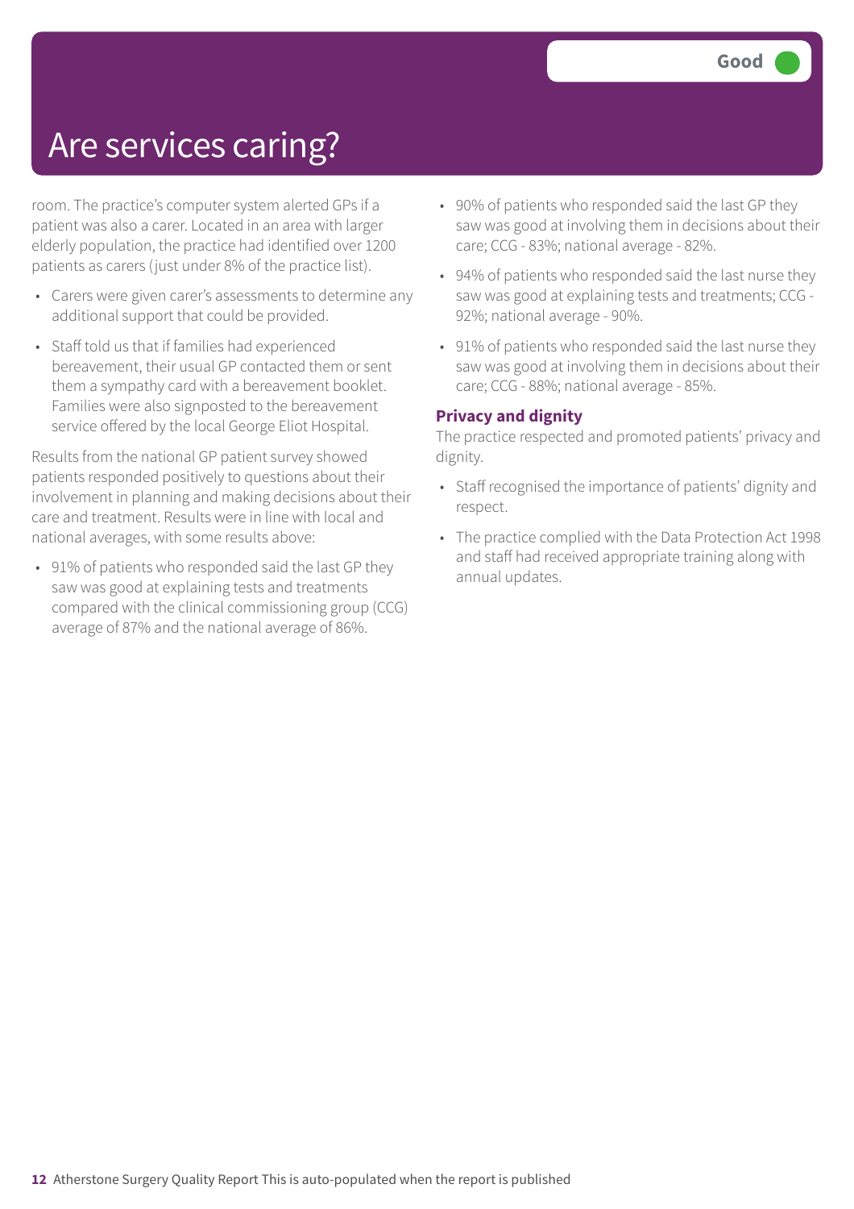# Are services caring?

Good

room. The practice's computer system alerted GPs if a patient was also a carer. Located in an area with larger elderly population, the practice had identified over 1200 patients as carers (just under 8% of the practice list).

- Carers were given carer's assessments to determine any additional support that could be provided.
- Staff told us that if families had experienced bereavement, their usual GP contacted them or sent them a sympathy card with a bereavement booklet. Families were also signposted to the bereavement service offered by the local George Eliot Hospital.

Results from the national GP patient survey showed patients responded positively to questions about their involvement in planning and making decisions about their care and treatment. Results were in line with local and national averages, with some results above:

- 91% of patients who responded said the last GP they saw was good at explaining tests and treatments compared with the clinical commissioning group (CCG) average of 87% and the national average of 86%.
- 90% of patients who responded said the last GP they saw was good at involving them in decisions about their care; CCG - 83%; national average - 82%.
- 94% of patients who responded said the last nurse they saw was good at explaining tests and treatments; CCG - 92%; national average - 90%.
- 91% of patients who responded said the last nurse they saw was good at involving them in decisions about their care; CCG - 88%; national average - 85%.

### Privacy and dignity

The practice respected and promoted patients' privacy and dignity.

- Staff recognised the importance of patients' dignity and respect.
- The practice complied with the Data Protection Act 1998 and staff had received appropriate training along with annual updates.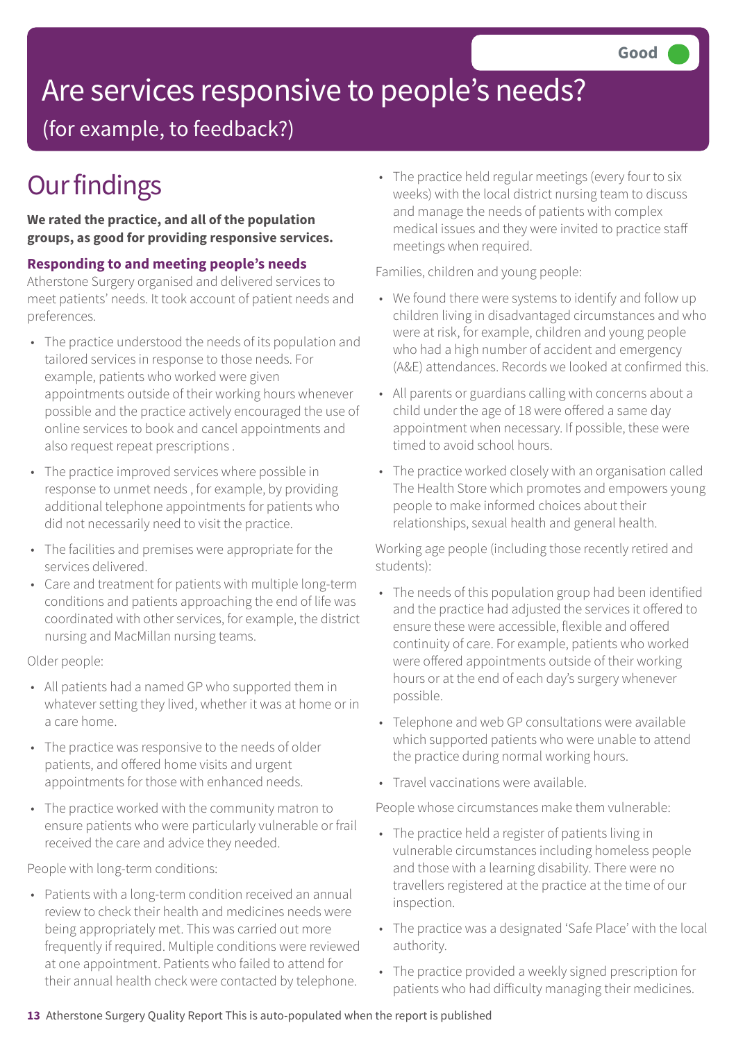Good

# Are services responsive to people's needs?

(for example, to feedback?)

## Our findings

**We rated the practice, and all of the population groups, as good for providing responsive services.**

### Responding to and meeting people's needs

Atherstone Surgery organised and delivered services to meet patients' needs. It took account of patient needs and preferences.

- The practice understood the needs of its population and tailored services in response to those needs. For example, patients who worked were given appointments outside of their working hours whenever possible and the practice actively encouraged the use of online services to book and cancel appointments and also request repeat prescriptions .
- The practice improved services where possible in response to unmet needs , for example, by providing additional telephone appointments for patients who did not necessarily need to visit the practice.
- The facilities and premises were appropriate for the services delivered.
- Care and treatment for patients with multiple long-term conditions and patients approaching the end of life was coordinated with other services, for example, the district nursing and MacMillan nursing teams.

Older people:

- All patients had a named GP who supported them in whatever setting they lived, whether it was at home or in a care home.
- The practice was responsive to the needs of older patients, and offered home visits and urgent appointments for those with enhanced needs.
- The practice worked with the community matron to ensure patients who were particularly vulnerable or frail received the care and advice they needed.

People with long-term conditions:

- Patients with a long-term condition received an annual review to check their health and medicines needs were being appropriately met. This was carried out more frequently if required. Multiple conditions were reviewed at one appointment. Patients who failed to attend for their annual health check were contacted by telephone.
- The practice held regular meetings (every four to six weeks) with the local district nursing team to discuss and manage the needs of patients with complex medical issues and they were invited to practice staff meetings when required.

Families, children and young people:

- We found there were systems to identify and follow up children living in disadvantaged circumstances and who were at risk, for example, children and young people who had a high number of accident and emergency (A&E) attendances. Records we looked at confirmed this.
- All parents or guardians calling with concerns about a child under the age of 18 were offered a same day appointment when necessary. If possible, these were timed to avoid school hours.
- The practice worked closely with an organisation called The Health Store which promotes and empowers young people to make informed choices about their relationships, sexual health and general health.

Working age people (including those recently retired and students):

- The needs of this population group had been identified and the practice had adjusted the services it offered to ensure these were accessible, flexible and offered continuity of care. For example, patients who worked were offered appointments outside of their working hours or at the end of each day's surgery whenever possible.
- Telephone and web GP consultations were available which supported patients who were unable to attend the practice during normal working hours.
- Travel vaccinations were available.

People whose circumstances make them vulnerable:

- The practice held a register of patients living in vulnerable circumstances including homeless people and those with a learning disability. There were no travellers registered at the practice at the time of our inspection.
- The practice was a designated 'Safe Place' with the local authority.
- The practice provided a weekly signed prescription for patients who had difficulty managing their medicines.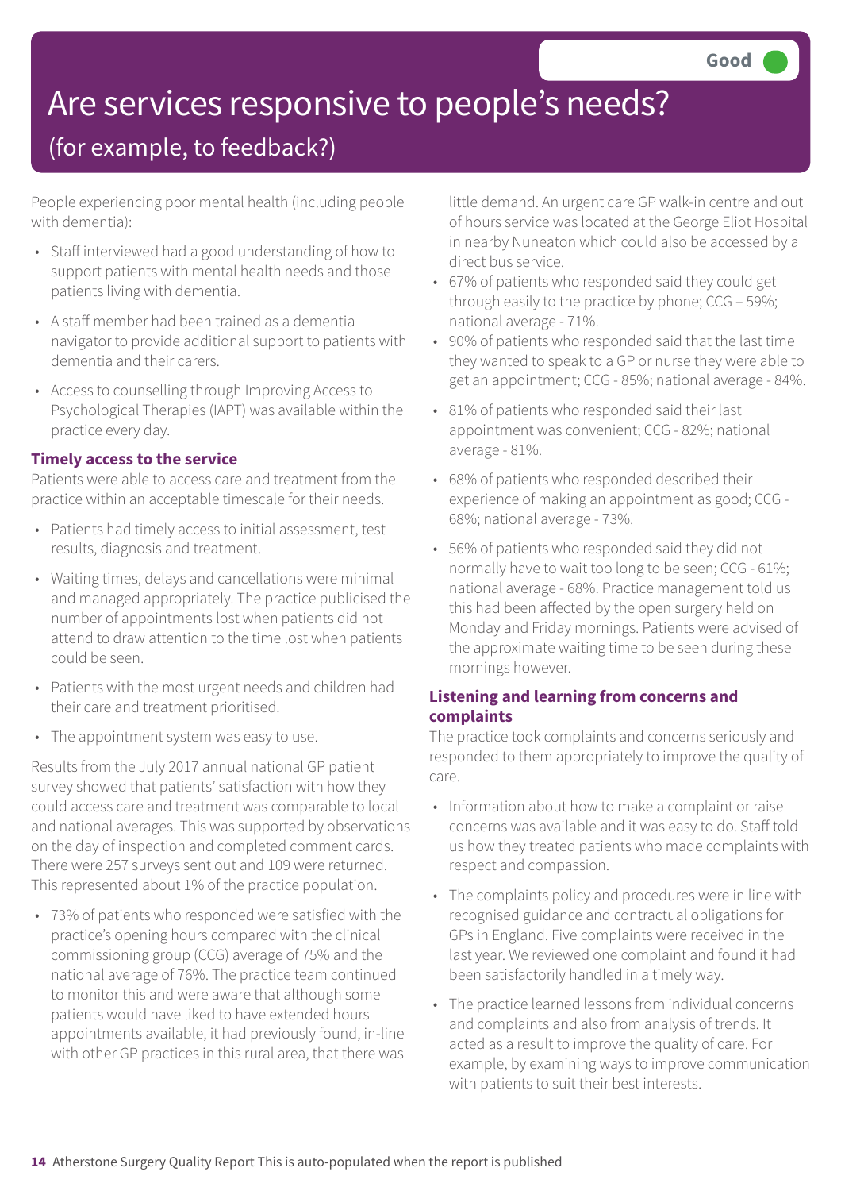# Are services responsive to people's needs?

## (for example, to feedback?)

Good

People experiencing poor mental health (including people with dementia):

- Staff interviewed had a good understanding of how to support patients with mental health needs and those patients living with dementia.
- A staff member had been trained as a dementia navigator to provide additional support to patients with dementia and their carers.
- Access to counselling through Improving Access to Psychological Therapies (IAPT) was available within the practice every day.

**Timely access to the service**

Patients were able to access care and treatment from the practice within an acceptable timescale for their needs.

- Patients had timely access to initial assessment, test results, diagnosis and treatment.
- Waiting times, delays and cancellations were minimal and managed appropriately. The practice publicised the number of appointments lost when patients did not attend to draw attention to the time lost when patients could be seen.
- Patients with the most urgent needs and children had their care and treatment prioritised.
- The appointment system was easy to use.

Results from the July 2017 annual national GP patient survey showed that patients' satisfaction with how they could access care and treatment was comparable to local and national averages. This was supported by observations on the day of inspection and completed comment cards. There were 257 surveys sent out and 109 were returned. This represented about 1% of the practice population.

- 73% of patients who responded were satisfied with the practice's opening hours compared with the clinical commissioning group (CCG) average of 75% and the national average of 76%. The practice team continued to monitor this and were aware that although some patients would have liked to have extended hours appointments available, it had previously found, in-line with other GP practices in this rural area, that there was little demand. An urgent care GP walk-in centre and out of hours service was located at the George Eliot Hospital in nearby Nuneaton which could also be accessed by a direct bus service.
- 67% of patients who responded said they could get through easily to the practice by phone; CCG – 59%; national average - 71%.
- 90% of patients who responded said that the last time they wanted to speak to a GP or nurse they were able to get an appointment; CCG - 85%; national average - 84%.
- 81% of patients who responded said their last appointment was convenient; CCG - 82%; national average - 81%.
- 68% of patients who responded described their experience of making an appointment as good; CCG - 68%; national average - 73%.
- 56% of patients who responded said they did not normally have to wait too long to be seen; CCG - 61%; national average - 68%. Practice management told us this had been affected by the open surgery held on Monday and Friday mornings. Patients were advised of the approximate waiting time to be seen during these mornings however.

**Listening and learning from concerns and complaints**

The practice took complaints and concerns seriously and responded to them appropriately to improve the quality of care.

- Information about how to make a complaint or raise concerns was available and it was easy to do. Staff told us how they treated patients who made complaints with respect and compassion.
- The complaints policy and procedures were in line with recognised guidance and contractual obligations for GPs in England. Five complaints were received in the last year. We reviewed one complaint and found it had been satisfactorily handled in a timely way.
- The practice learned lessons from individual concerns and complaints and also from analysis of trends. It acted as a result to improve the quality of care. For example, by examining ways to improve communication with patients to suit their best interests.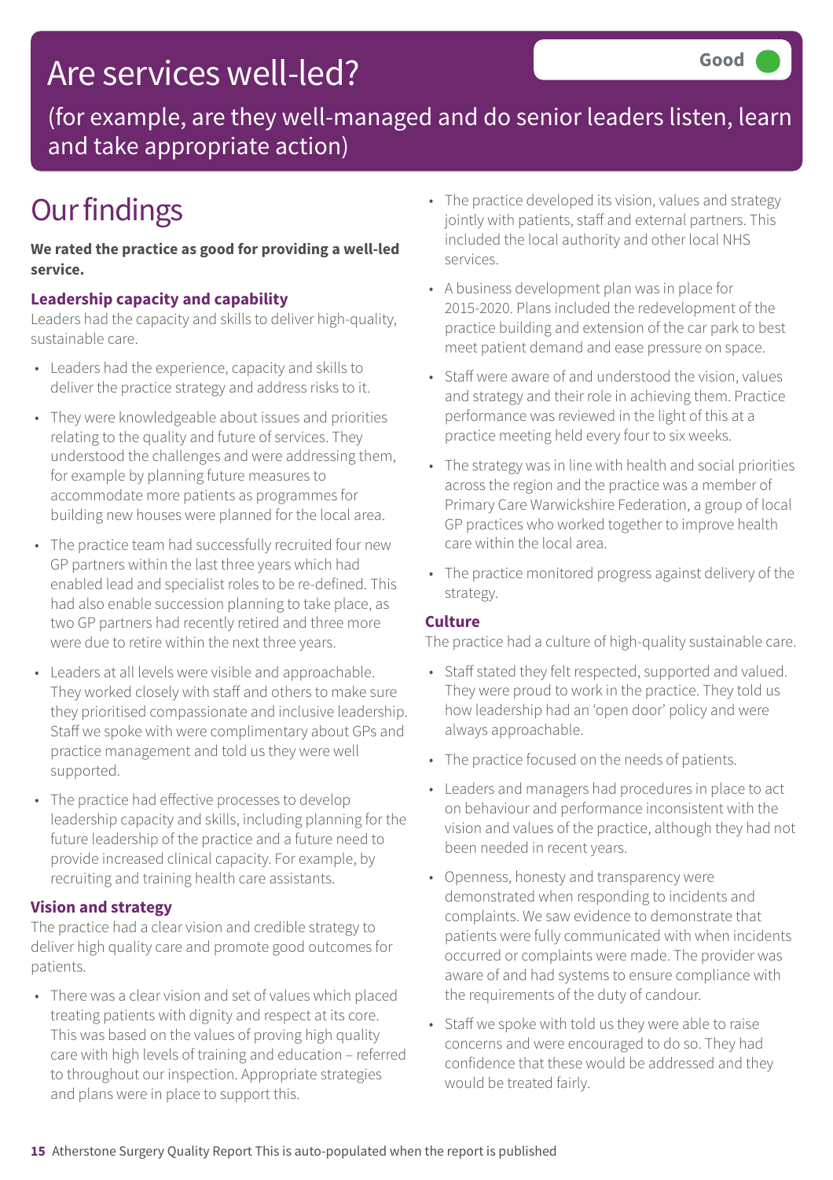# Are services well-led?

**Good**

(for example, are they well-managed and do senior leaders listen, learn and take appropriate action)

## Our findings

**We rated the practice as good for providing a well-led service.**

### Leadership capacity and capability

Leaders had the capacity and skills to deliver high-quality, sustainable care.

- Leaders had the experience, capacity and skills to deliver the practice strategy and address risks to it.
- They were knowledgeable about issues and priorities relating to the quality and future of services. They understood the challenges and were addressing them, for example by planning future measures to accommodate more patients as programmes for building new houses were planned for the local area.
- The practice team had successfully recruited four new GP partners within the last three years which had enabled lead and specialist roles to be re-defined. This had also enable succession planning to take place, as two GP partners had recently retired and three more were due to retire within the next three years.
- Leaders at all levels were visible and approachable. They worked closely with staff and others to make sure they prioritised compassionate and inclusive leadership. Staff we spoke with were complimentary about GPs and practice management and told us they were well supported.
- The practice had effective processes to develop leadership capacity and skills, including planning for the future leadership of the practice and a future need to provide increased clinical capacity. For example, by recruiting and training health care assistants.

### Vision and strategy

The practice had a clear vision and credible strategy to deliver high quality care and promote good outcomes for patients.

- There was a clear vision and set of values which placed treating patients with dignity and respect at its core. This was based on the values of proving high quality care with high levels of training and education – referred to throughout our inspection. Appropriate strategies and plans were in place to support this.
- The practice developed its vision, values and strategy jointly with patients, staff and external partners. This included the local authority and other local NHS services.
- A business development plan was in place for 2015-2020. Plans included the redevelopment of the practice building and extension of the car park to best meet patient demand and ease pressure on space.
- Staff were aware of and understood the vision, values and strategy and their role in achieving them. Practice performance was reviewed in the light of this at a practice meeting held every four to six weeks.
- The strategy was in line with health and social priorities across the region and the practice was a member of Primary Care Warwickshire Federation, a group of local GP practices who worked together to improve health care within the local area.
- The practice monitored progress against delivery of the strategy.

### Culture

The practice had a culture of high-quality sustainable care.

- Staff stated they felt respected, supported and valued. They were proud to work in the practice. They told us how leadership had an 'open door' policy and were always approachable.
- The practice focused on the needs of patients.
- Leaders and managers had procedures in place to act on behaviour and performance inconsistent with the vision and values of the practice, although they had not been needed in recent years.
- Openness, honesty and transparency were demonstrated when responding to incidents and complaints. We saw evidence to demonstrate that patients were fully communicated with when incidents occurred or complaints were made. The provider was aware of and had systems to ensure compliance with the requirements of the duty of candour.
- Staff we spoke with told us they were able to raise concerns and were encouraged to do so. They had confidence that these would be addressed and they would be treated fairly.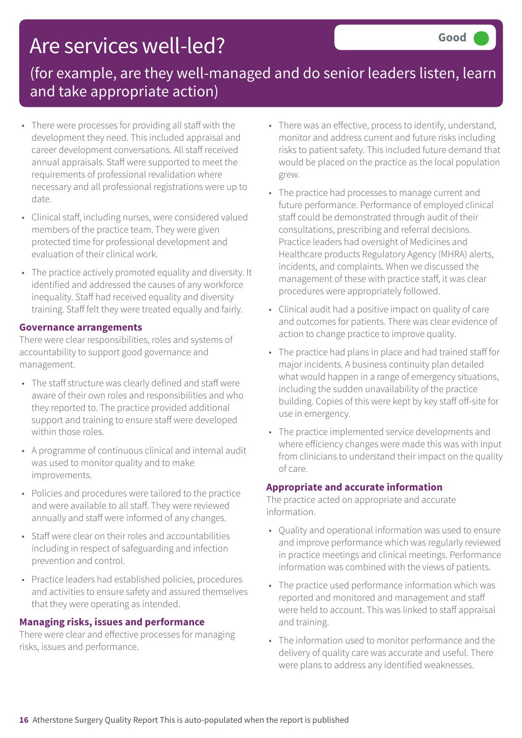# Are services well-led?

**Good**

(for example, are they well-managed and do senior leaders listen, learn and take appropriate action)

- There were processes for providing all staff with the development they need. This included appraisal and career development conversations. All staff received annual appraisals. Staff were supported to meet the requirements of professional revalidation where necessary and all professional registrations were up to date.
- Clinical staff, including nurses, were considered valued members of the practice team. They were given protected time for professional development and evaluation of their clinical work.
- The practice actively promoted equality and diversity. It identified and addressed the causes of any workforce inequality. Staff had received equality and diversity training. Staff felt they were treated equally and fairly.

### Governance arrangements

There were clear responsibilities, roles and systems of accountability to support good governance and management.

- The staff structure was clearly defined and staff were aware of their own roles and responsibilities and who they reported to. The practice provided additional support and training to ensure staff were developed within those roles.
- A programme of continuous clinical and internal audit was used to monitor quality and to make improvements.
- Policies and procedures were tailored to the practice and were available to all staff. They were reviewed annually and staff were informed of any changes.
- Staff were clear on their roles and accountabilities including in respect of safeguarding and infection prevention and control.
- Practice leaders had established policies, procedures and activities to ensure safety and assured themselves that they were operating as intended.

### Managing risks, issues and performance

There were clear and effective processes for managing risks, issues and performance.

- There was an effective, process to identify, understand, monitor and address current and future risks including risks to patient safety. This included future demand that would be placed on the practice as the local population grew.
- The practice had processes to manage current and future performance. Performance of employed clinical staff could be demonstrated through audit of their consultations, prescribing and referral decisions. Practice leaders had oversight of Medicines and Healthcare products Regulatory Agency (MHRA) alerts, incidents, and complaints. When we discussed the management of these with practice staff, it was clear procedures were appropriately followed.
- Clinical audit had a positive impact on quality of care and outcomes for patients. There was clear evidence of action to change practice to improve quality.
- The practice had plans in place and had trained staff for major incidents. A business continuity plan detailed what would happen in a range of emergency situations, including the sudden unavailability of the practice building. Copies of this were kept by key staff off-site for use in emergency.
- The practice implemented service developments and where efficiency changes were made this was with input from clinicians to understand their impact on the quality of care.

### Appropriate and accurate information

The practice acted on appropriate and accurate information.

- Quality and operational information was used to ensure and improve performance which was regularly reviewed in practice meetings and clinical meetings. Performance information was combined with the views of patients.
- The practice used performance information which was reported and monitored and management and staff were held to account. This was linked to staff appraisal and training.
- The information used to monitor performance and the delivery of quality care was accurate and useful. There were plans to address any identified weaknesses.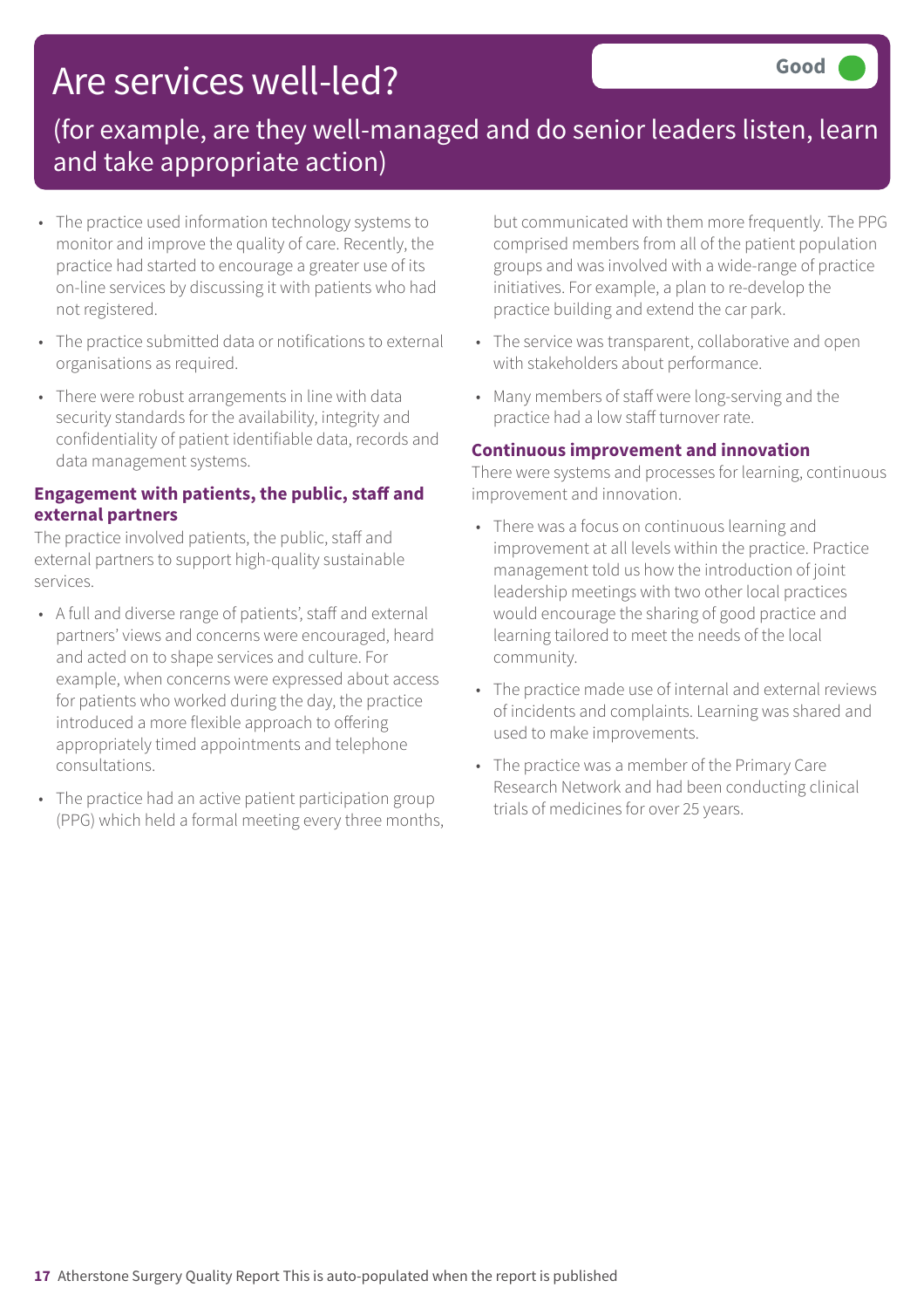# Are services well-led?

## (for example, are they well-managed and do senior leaders listen, learn and take appropriate action)

**Good**

- The practice used information technology systems to monitor and improve the quality of care. Recently, the practice had started to encourage a greater use of its on-line services by discussing it with patients who had not registered.
- The practice submitted data or notifications to external organisations as required.
- There were robust arrangements in line with data security standards for the availability, integrity and confidentiality of patient identifiable data, records and data management systems.

### Engagement with patients, the public, staff and external partners

The practice involved patients, the public, staff and external partners to support high-quality sustainable services.

- A full and diverse range of patients', staff and external partners' views and concerns were encouraged, heard and acted on to shape services and culture. For example, when concerns were expressed about access for patients who worked during the day, the practice introduced a more flexible approach to offering appropriately timed appointments and telephone consultations.
- The practice had an active patient participation group (PPG) which held a formal meeting every three months, but communicated with them more frequently. The PPG comprised members from all of the patient population groups and was involved with a wide-range of practice initiatives. For example, a plan to re-develop the practice building and extend the car park.
- The service was transparent, collaborative and open with stakeholders about performance.
- Many members of staff were long-serving and the practice had a low staff turnover rate.

### Continuous improvement and innovation

There were systems and processes for learning, continuous improvement and innovation.

- There was a focus on continuous learning and improvement at all levels within the practice. Practice management told us how the introduction of joint leadership meetings with two other local practices would encourage the sharing of good practice and learning tailored to meet the needs of the local community.
- The practice made use of internal and external reviews of incidents and complaints. Learning was shared and used to make improvements.
- The practice was a member of the Primary Care Research Network and had been conducting clinical trials of medicines for over 25 years.